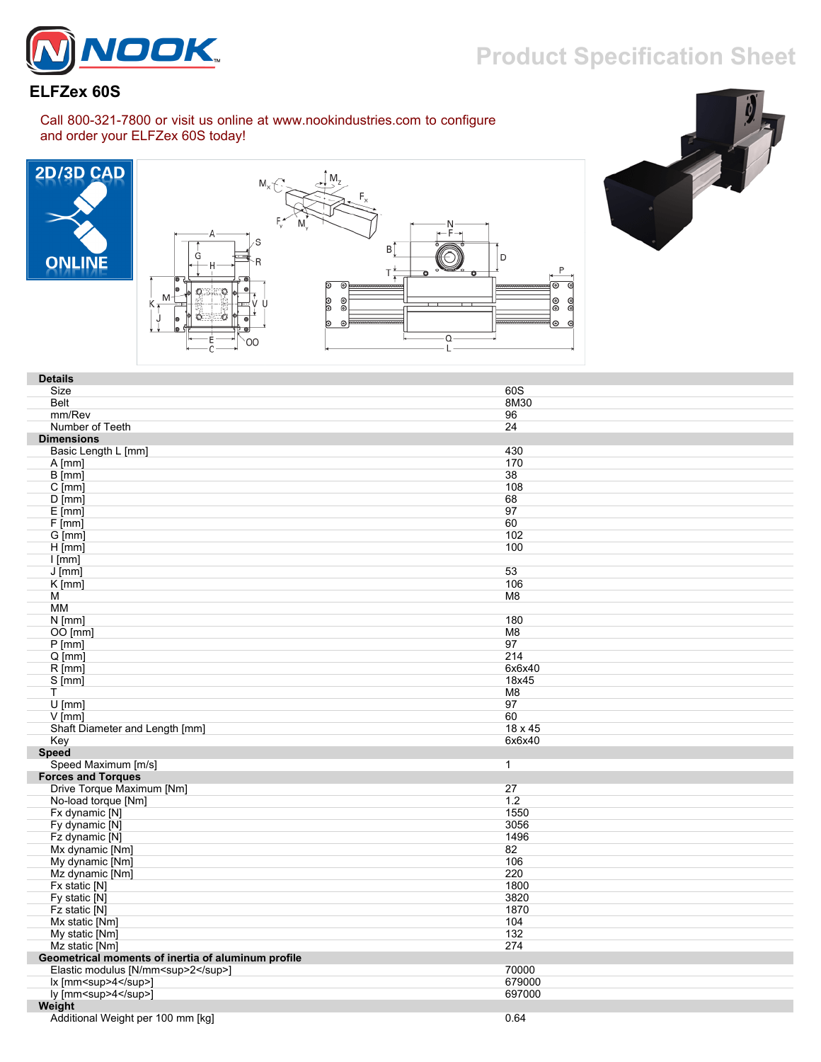# ELFZex 60S

Product Specification Sheet

Call 800-321-7800 or visit us online at www.nookindustries.com to configure and order your ELFZex 60S today!

2D/3D CAD ONLINE

| Details | |
|---|---|
| Size | 60S |
| Belt | 8M30 |
| mm/Rev | 96 |
| Number of Teeth | 24 |
| **Dimensions** | |
| Basic Length L [mm] | 430 |
| A [mm] | 170 |
| B [mm] | 38 |
| C [mm] | 108 |
| D [mm] | 68 |
| E [mm] | 97 |
| F [mm] | 60 |
| G [mm] | 102 |
| H [mm] | 100 |
| I [mm] | |
| J [mm] | 53 |
| K [mm] | 106 |
| M | M8 |
| MM | |
| N [mm] | 180 |
| OO [mm] | M8 |
| P [mm] | 97 |
| Q [mm] | 214 |
| R [mm] | 6x6x40 |
| S [mm] | 18x45 |
| T | M8 |
| U [mm] | 97 |
| V [mm] | 60 |
| Shaft Diameter and Length [mm] | 18 x 45 |
| Key | 6x6x40 |
| **Speed** | |
| Speed Maximum [m/s] | 1 |
| **Forces and Torques** | |
| Drive Torque Maximum [Nm] | 27 |
| No-load torque [Nm] | 1.2 |
| Fx dynamic [N] | 1550 |
| Fy dynamic [N] | 3056 |
| Fz dynamic [N] | 1496 |
| Mx dynamic [Nm] | 82 |
| My dynamic [Nm] | 106 |
| Mz dynamic [Nm] | 220 |
| Fx static [N] | 1800 |
| Fy static [N] | 3820 |
| Fz static [N] | 1870 |
| Mx static [Nm] | 104 |
| My static [Nm] | 132 |
| Mz static [Nm] | 274 |
| **Geometrical moments of inertia of aluminum profile** | |
| Elastic modulus [N/mm<sup>2</sup>] | 70000 |
| Ix [mm<sup>4</sup>] | 679000 |
| Iy [mm<sup>4</sup>] | 697000 |
| **Weight** | |
| Additional Weight per 100 mm [kg] | 0.64 |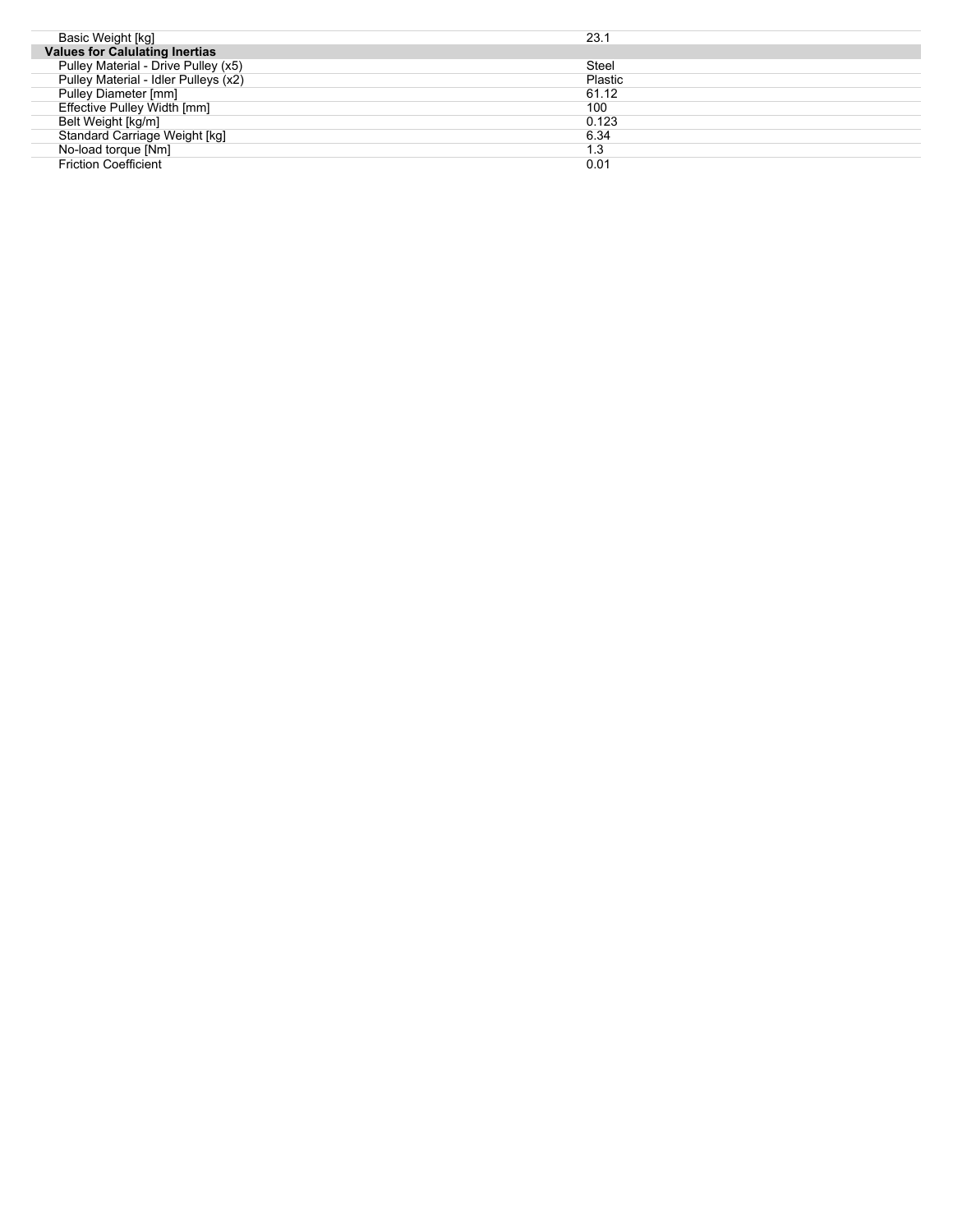| | |
|---|---|
| Basic Weight [kg] | 23.1 |
| **Values for Calulating Inertias** | |
| Pulley Material - Drive Pulley (x5) | Steel |
| Pulley Material - Idler Pulleys (x2) | Plastic |
| Pulley Diameter [mm] | 61.12 |
| Effective Pulley Width [mm] | 100 |
| Belt Weight [kg/m] | 0.123 |
| Standard Carriage Weight [kg] | 6.34 |
| No-load torque [Nm] | 1.3 |
| Friction Coefficient | 0.01 |